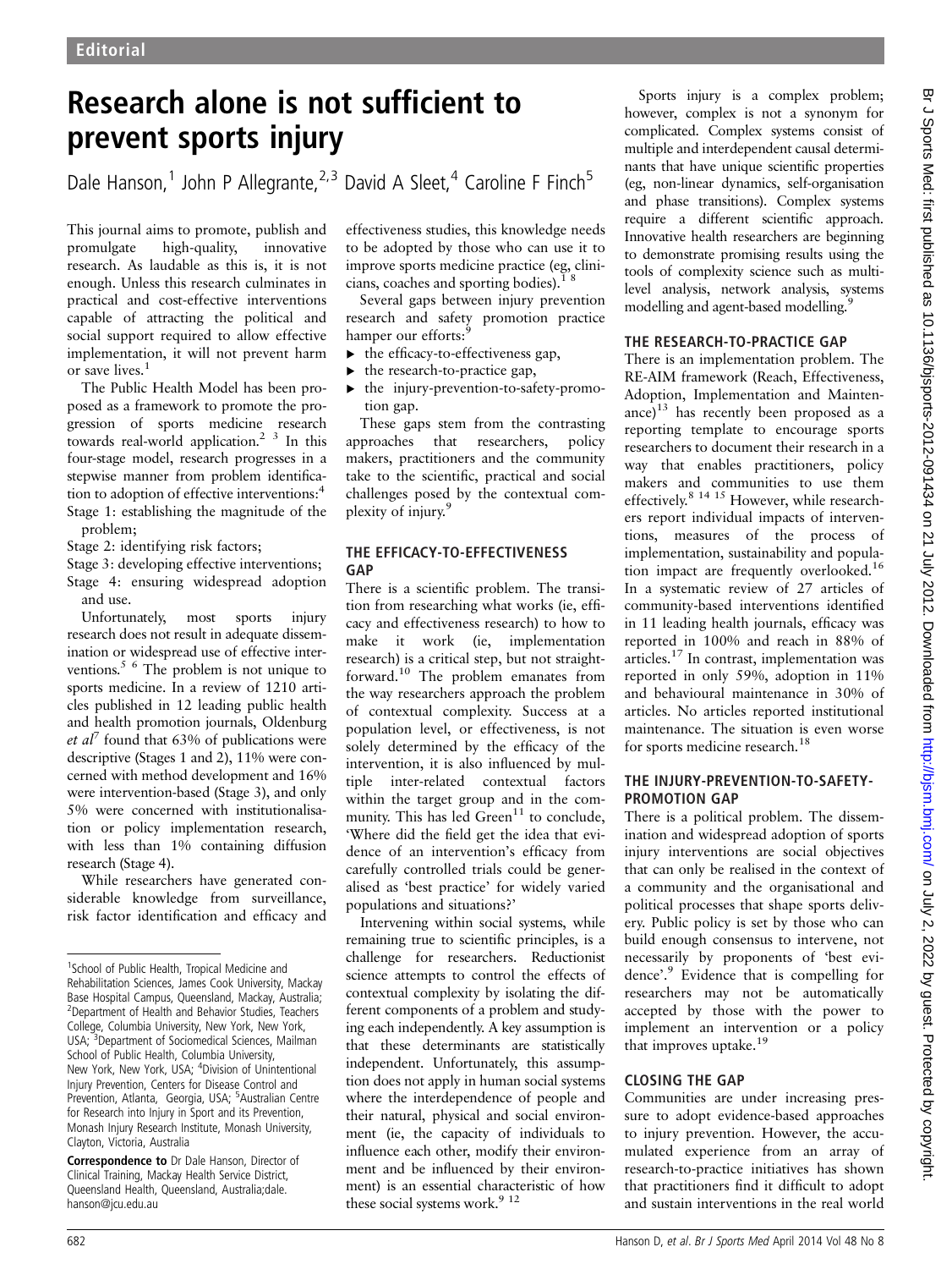# Research alone is not sufficient to prevent sports injury

Dale Hanson,[1] John P Allegrante,[2,3] David A Sleet,[4] Caroline F Finch[5]

This journal aims to promote, publish and promulgate high-quality, innovative research. As laudable as this is, it is not enough. Unless this research culminates in practical and cost-effective interventions capable of attracting the political and social support required to allow effective implementation, it will not prevent harm or save lives.[1]

The Public Health Model has been proposed as a framework to promote the progression of sports medicine research towards real-world application.[2 3] In this four-stage model, research progresses in a stepwise manner from problem identification to adoption of effective interventions:[4]

Stage 1: establishing the magnitude of the problem;

Stage 2: identifying risk factors;

Stage 3: developing effective interventions;

Stage 4: ensuring widespread adoption and use.

Unfortunately, most sports injury research does not result in adequate dissemination or widespread use of effective interventions.[5 6] The problem is not unique to sports medicine. In a review of 1210 articles published in 12 leading public health and health promotion journals, Oldenburg *et al*[7] found that 63% of publications were descriptive (Stages 1 and 2), 11% were concerned with method development and 16% were intervention-based (Stage 3), and only 5% were concerned with institutionalisation or policy implementation research, with less than 1% containing diffusion research (Stage 4).

While researchers have generated considerable knowledge from surveillance, risk factor identification and efficacy and effectiveness studies, this knowledge needs to be adopted by those who can use it to improve sports medicine practice (eg, clinicians, coaches and sporting bodies).[1 8]

Several gaps between injury prevention research and safety promotion practice hamper our efforts:[9]

- the efficacy-to-effectiveness gap,
- the research-to-practice gap,
- the injury-prevention-to-safety-promotion gap.

These gaps stem from the contrasting approaches that researchers, policy makers, practitioners and the community take to the scientific, practical and social challenges posed by the contextual complexity of injury.[9]

## THE EFFICACY-TO-EFFECTIVENESS GAP

There is a scientific problem. The transition from researching what works (ie, efficacy and effectiveness research) to how to make it work (ie, implementation research) is a critical step, but not straightforward.[10] The problem emanates from the way researchers approach the problem of contextual complexity. Success at a population level, or effectiveness, is not solely determined by the efficacy of the intervention, it is also influenced by multiple inter-related contextual factors within the target group and in the community. This has led Green[11] to conclude, 'Where did the field get the idea that evidence of an intervention's efficacy from carefully controlled trials could be generalised as 'best practice' for widely varied populations and situations?'

Intervening within social systems, while remaining true to scientific principles, is a challenge for researchers. Reductionist science attempts to control the effects of contextual complexity by isolating the different components of a problem and studying each independently. A key assumption is that these determinants are statistically independent. Unfortunately, this assumption does not apply in human social systems where the interdependence of people and their natural, physical and social environment (ie, the capacity of individuals to influence each other, modify their environment and be influenced by their environment) is an essential characteristic of how these social systems work.[9 12]

Sports injury is a complex problem; however, complex is not a synonym for complicated. Complex systems consist of multiple and interdependent causal determinants that have unique scientific properties (eg, non-linear dynamics, self-organisation and phase transitions). Complex systems require a different scientific approach. Innovative health researchers are beginning to demonstrate promising results using the tools of complexity science such as multilevel analysis, network analysis, systems modelling and agent-based modelling.[9]

## THE RESEARCH-TO-PRACTICE GAP

There is an implementation problem. The RE-AIM framework (Reach, Effectiveness, Adoption, Implementation and Maintenance)[13] has recently been proposed as a reporting template to encourage sports researchers to document their research in a way that enables practitioners, policy makers and communities to use them effectively.[8 14 15] However, while researchers report individual impacts of interventions, measures of the process of implementation, sustainability and population impact are frequently overlooked.[16] In a systematic review of 27 articles of community-based interventions identified in 11 leading health journals, efficacy was reported in 100% and reach in 88% of articles.[17] In contrast, implementation was reported in only 59%, adoption in 11% and behavioural maintenance in 30% of articles. No articles reported institutional maintenance. The situation is even worse for sports medicine research.[18]

## THE INJURY-PREVENTION-TO-SAFETY-PROMOTION GAP

There is a political problem. The dissemination and widespread adoption of sports injury interventions are social objectives that can only be realised in the context of a community and the organisational and political processes that shape sports delivery. Public policy is set by those who can build enough consensus to intervene, not necessarily by proponents of 'best evidence'.[9] Evidence that is compelling for researchers may not be automatically accepted by those with the power to implement an intervention or a policy that improves uptake.[19]

## CLOSING THE GAP

Communities are under increasing pressure to adopt evidence-based approaches to injury prevention. However, the accumulated experience from an array of research-to-practice initiatives has shown that practitioners find it difficult to adopt and sustain interventions in the real world

---

[1]School of Public Health, Tropical Medicine and Rehabilitation Sciences, James Cook University, Mackay Base Hospital Campus, Queensland, Mackay, Australia; [2]Department of Health and Behavior Studies, Teachers College, Columbia University, New York, New York, USA; [3]Department of Sociomedical Sciences, Mailman School of Public Health, Columbia University, New York, New York, USA; [4]Division of Unintentional Injury Prevention, Centers for Disease Control and Prevention, Atlanta, Georgia, USA; [5]Australian Centre for Research into Injury in Sport and its Prevention, Monash Injury Research Institute, Monash University, Clayton, Victoria, Australia

**Correspondence to** Dr Dale Hanson, Director of Clinical Training, Mackay Health Service District, Queensland Health, Queensland, Australia; dale.hanson@jcu.edu.au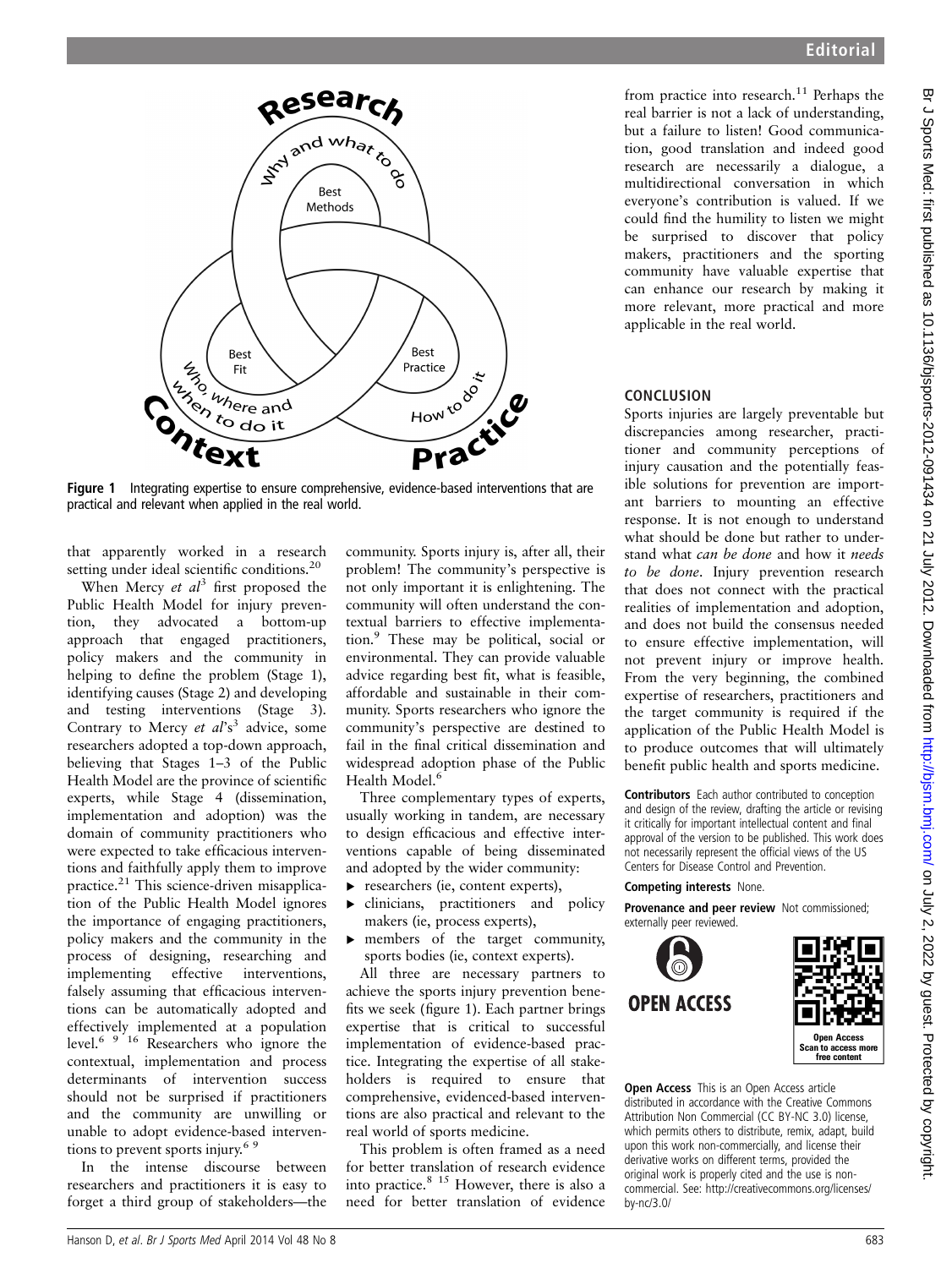Research

Why and what to do

Best Methods

Best Fit

Who, where and when to do it

Best Practice

How to do it

Context

Practice

**Figure 1** Integrating expertise to ensure comprehensive, evidence-based interventions that are practical and relevant when applied in the real world.

that apparently worked in a research setting under ideal scientific conditions.[20]

When Mercy *et al*[3] first proposed the Public Health Model for injury prevention, they advocated a bottom-up approach that engaged practitioners, policy makers and the community in helping to define the problem (Stage 1), identifying causes (Stage 2) and developing and testing interventions (Stage 3). Contrary to Mercy *et al*'s[3] advice, some researchers adopted a top-down approach, believing that Stages 1–3 of the Public Health Model are the province of scientific experts, while Stage 4 (dissemination, implementation and adoption) was the domain of community practitioners who were expected to take efficacious interventions and faithfully apply them to improve practice.[21] This science-driven misapplication of the Public Health Model ignores the importance of engaging practitioners, policy makers and the community in the process of designing, researching and implementing effective interventions, falsely assuming that efficacious interventions can be automatically adopted and effectively implemented at a population level.[6 9 16] Researchers who ignore the contextual, implementation and process determinants of intervention success should not be surprised if practitioners and the community are unwilling or unable to adopt evidence-based interventions to prevent sports injury.[6 9]

In the intense discourse between researchers and practitioners it is easy to forget a third group of stakeholders—the community. Sports injury is, after all, their problem! The community's perspective is not only important it is enlightening. The community will often understand the contextual barriers to effective implementation.[9] These may be political, social or environmental. They can provide valuable advice regarding best fit, what is feasible, affordable and sustainable in their community. Sports researchers who ignore the community's perspective are destined to fail in the final critical dissemination and widespread adoption phase of the Public Health Model.[6]

Three complementary types of experts, usually working in tandem, are necessary to design efficacious and effective interventions capable of being disseminated and adopted by the wider community:

- researchers (ie, content experts),
- clinicians, practitioners and policy makers (ie, process experts),
- members of the target community, sports bodies (ie, context experts).

All three are necessary partners to achieve the sports injury prevention benefits we seek (figure 1). Each partner brings expertise that is critical to successful implementation of evidence-based practice. Integrating the expertise of all stakeholders is required to ensure that comprehensive, evidenced-based interventions are also practical and relevant to the real world of sports medicine.

This problem is often framed as a need for better translation of research evidence into practice.[8 15] However, there is also a need for better translation of evidence from practice into research.[11] Perhaps the real barrier is not a lack of understanding, but a failure to listen! Good communication, good translation and indeed good research are necessarily a dialogue, a multidirectional conversation in which everyone's contribution is valued. If we could find the humility to listen we might be surprised to discover that policy makers, practitioners and the sporting community have valuable expertise that can enhance our research by making it more relevant, more practical and more applicable in the real world.

## CONCLUSION

Sports injuries are largely preventable but discrepancies among researcher, practitioner and community perceptions of injury causation and the potentially feasible solutions for prevention are important barriers to mounting an effective response. It is not enough to understand what should be done but rather to understand what *can be done* and how it *needs to be done*. Injury prevention research that does not connect with the practical realities of implementation and adoption, and does not build the consensus needed to ensure effective implementation, will not prevent injury or improve health. From the very beginning, the combined expertise of researchers, practitioners and the target community is required if the application of the Public Health Model is to produce outcomes that will ultimately benefit public health and sports medicine.

**Contributors** Each author contributed to conception and design of the review, drafting the article or revising it critically for important intellectual content and final approval of the version to be published. This work does not necessarily represent the official views of the US Centers for Disease Control and Prevention.

**Competing interests** None.

**Provenance and peer review** Not commissioned; externally peer reviewed.

OPEN ACCESS

Open Access Scan to access more free content

**Open Access** This is an Open Access article distributed in accordance with the Creative Commons Attribution Non Commercial (CC BY-NC 3.0) license, which permits others to distribute, remix, adapt, build upon this work non-commercially, and license their derivative works on different terms, provided the original work is properly cited and the use is non-commercial. See: http://creativecommons.org/licenses/by-nc/3.0/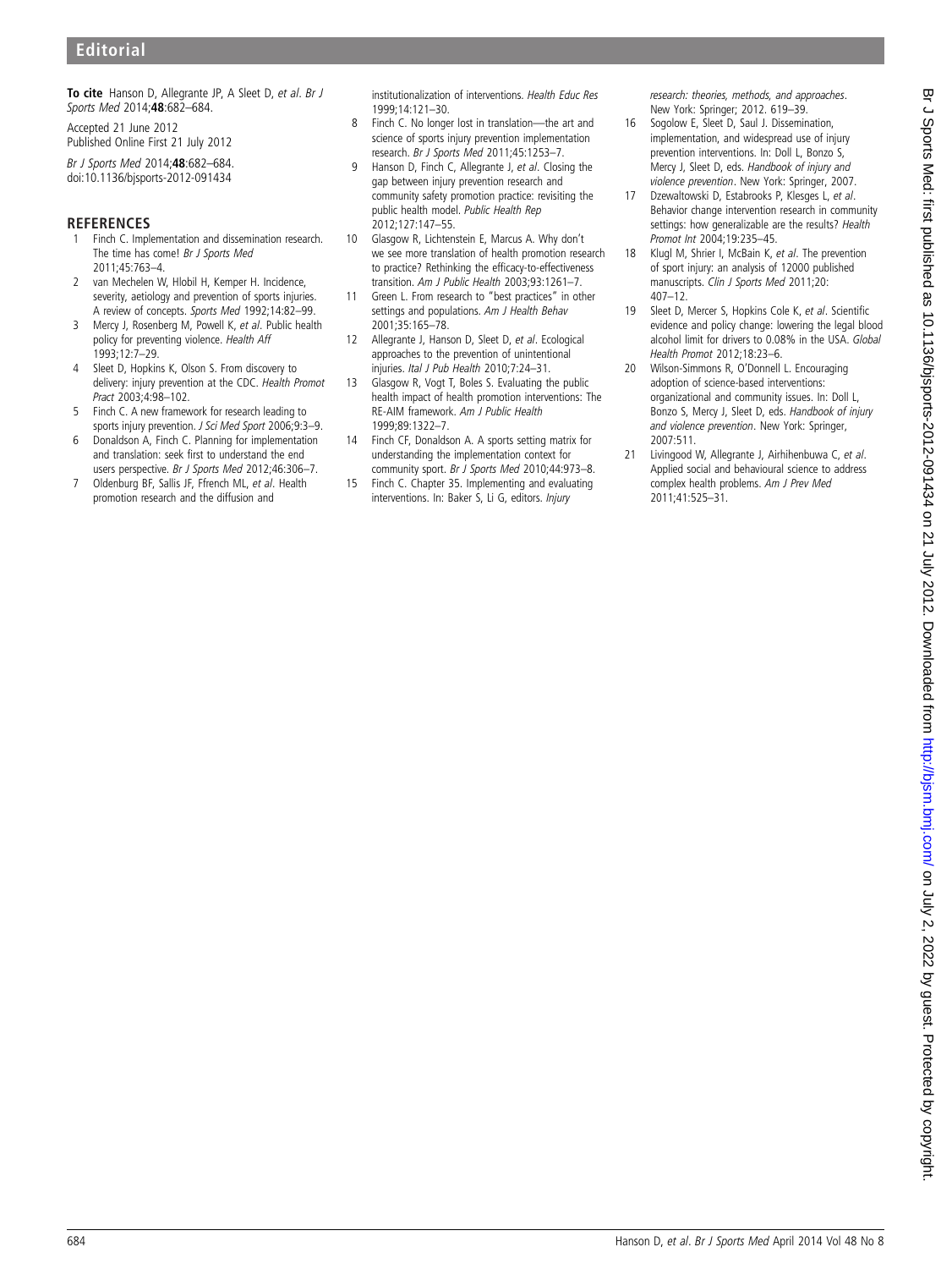**To cite** Hanson D, Allegrante JP, A Sleet D, *et al*. *Br J Sports Med* 2014;**48**:682–684.

Accepted 21 June 2012
Published Online First 21 July 2012

*Br J Sports Med* 2014;**48**:682–684.
doi:10.1136/bjsports-2012-091434

## REFERENCES

1. Finch C. Implementation and dissemination research. The time has come! *Br J Sports Med* 2011;45:763–4.
2. van Mechelen W, Hlobil H, Kemper H. Incidence, severity, aetiology and prevention of sports injuries. A review of concepts. *Sports Med* 1992;14:82–99.
3. Mercy J, Rosenberg M, Powell K, *et al*. Public health policy for preventing violence. *Health Aff* 1993;12:7–29.
4. Sleet D, Hopkins K, Olson S. From discovery to delivery: injury prevention at the CDC. *Health Promot Pract* 2003;4:98–102.
5. Finch C. A new framework for research leading to sports injury prevention. *J Sci Med Sport* 2006;9:3–9.
6. Donaldson A, Finch C. Planning for implementation and translation: seek first to understand the end users perspective. *Br J Sports Med* 2012;46:306–7.
7. Oldenburg BF, Sallis JF, Ffrench ML, *et al*. Health promotion research and the diffusion and institutionalization of interventions. *Health Educ Res* 1999;14:121–30.
8. Finch C. No longer lost in translation—the art and science of sports injury prevention implementation research. *Br J Sports Med* 2011;45:1253–7.
9. Hanson D, Finch C, Allegrante J, *et al*. Closing the gap between injury prevention research and community safety promotion practice: revisiting the public health model. *Public Health Rep* 2012;127:147–55.
10. Glasgow R, Lichtenstein E, Marcus A. Why don't we see more translation of health promotion research to practice? Rethinking the efficacy-to-effectiveness transition. *Am J Public Health* 2003;93:1261–7.
11. Green L. From research to "best practices" in other settings and populations. *Am J Health Behav* 2001;35:165–78.
12. Allegrante J, Hanson D, Sleet D, *et al*. Ecological approaches to the prevention of unintentional injuries. *Ital J Pub Health* 2010;7:24–31.
13. Glasgow R, Vogt T, Boles S. Evaluating the public health impact of health promotion interventions: The RE-AIM framework. *Am J Public Health* 1999;89:1322–7.
14. Finch CF, Donaldson A. A sports setting matrix for understanding the implementation context for community sport. *Br J Sports Med* 2010;44:973–8.
15. Finch C. Chapter 35. Implementing and evaluating interventions. In: Baker S, Li G, editors. *Injury research: theories, methods, and approaches*. New York: Springer; 2012. 619–39.
16. Sogolow E, Sleet D, Saul J. Dissemination, implementation, and widespread use of injury prevention interventions. In: Doll L, Bonzo S, Mercy J, Sleet D, eds. *Handbook of injury and violence prevention*. New York: Springer, 2007.
17. Dzewaltowski D, Estabrooks P, Klesges L, *et al*. Behavior change intervention research in community settings: how generalizable are the results? *Health Promot Int* 2004;19:235–45.
18. Klugl M, Shrier I, McBain K, *et al*. The prevention of sport injury: an analysis of 12000 published manuscripts. *Clin J Sports Med* 2011;20: 407–12.
19. Sleet D, Mercer S, Hopkins Cole K, *et al*. Scientific evidence and policy change: lowering the legal blood alcohol limit for drivers to 0.08% in the USA. *Global Health Promot* 2012;18:23–6.
20. Wilson-Simmons R, O'Donnell L. Encouraging adoption of science-based interventions: organizational and community issues. In: Doll L, Bonzo S, Mercy J, Sleet D, eds. *Handbook of injury and violence prevention*. New York: Springer, 2007:511.
21. Livingood W, Allegrante J, Airhihenbuwa C, *et al*. Applied social and behavioural science to address complex health problems. *Am J Prev Med* 2011;41:525–31.